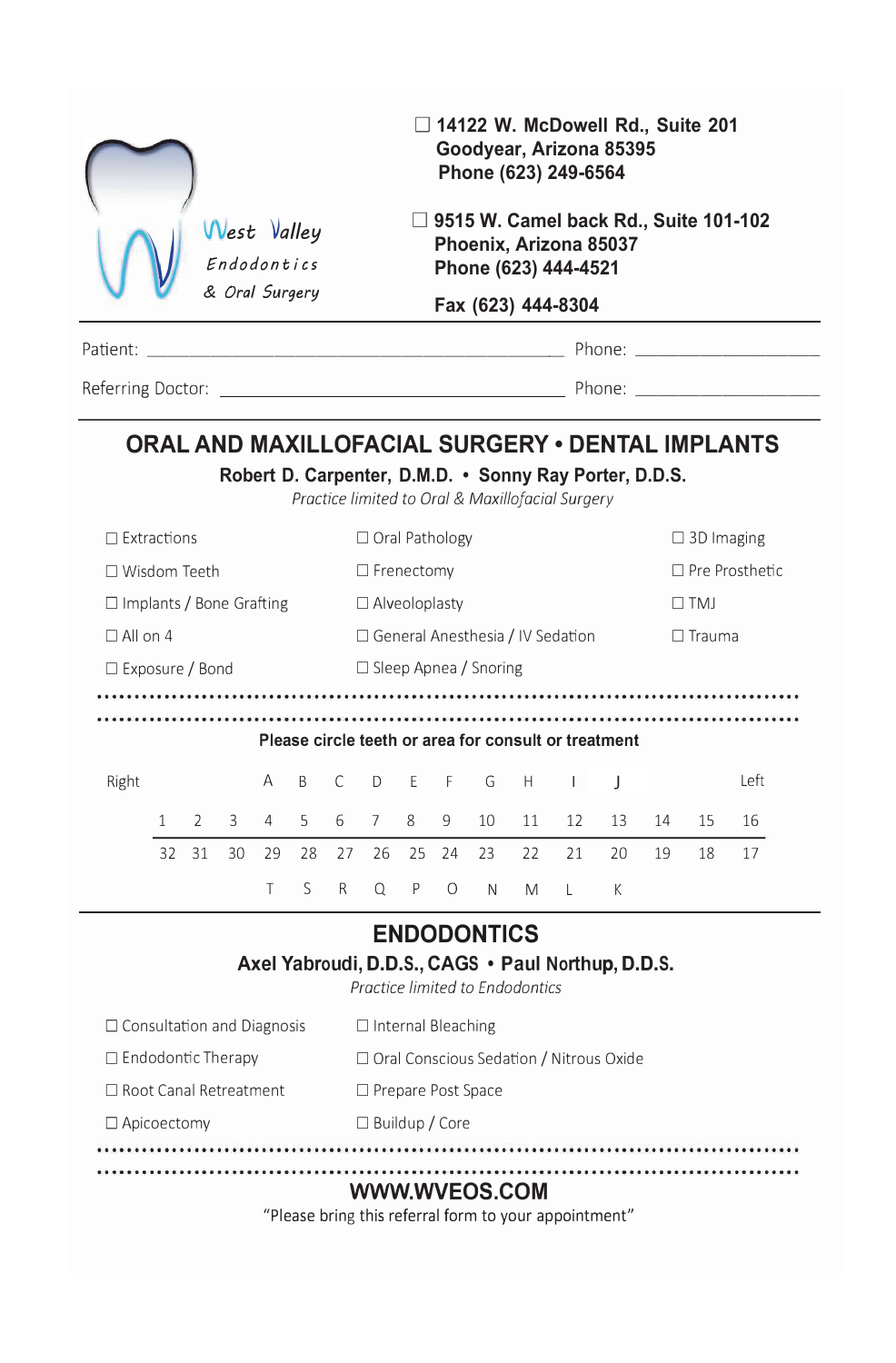West Valley Endodontics & Oral Surgery

☐ 14122 W. McDowell Rd., Suite 201
Goodyear, Arizona 85395
Phone (623) 249-6564

☐ 9515 W. Camel back Rd., Suite 101-102
Phoenix, Arizona 85037
Phone (623) 444-4521

Fax (623) 444-8304

Patient: ______________________________ Phone: ____________________

Referring Doctor: ______________________________ Phone: ____________________

## ORAL AND MAXILLOFACIAL SURGERY • DENTAL IMPLANTS

**Robert D. Carpenter, D.M.D. • Sonny Ray Porter, D.D.S.**

*Practice limited to Oral & Maxillofacial Surgery*

- ☐ Extractions
- ☐ Wisdom Teeth
- ☐ Implants / Bone Grafting
- ☐ All on 4
- ☐ Exposure / Bond
- ☐ Oral Pathology
- ☐ Frenectomy
- ☐ Alveoloplasty
- ☐ General Anesthesia / IV Sedation
- ☐ Sleep Apnea / Snoring
- ☐ 3D Imaging
- ☐ Pre Prosthetic
- ☐ TMJ
- ☐ Trauma

**Please circle teeth or area for consult or treatment**

| Right | | | | | | | | | | | | | | | Left |
|---|---|---|---|---|---|---|---|---|---|---|---|---|---|---|---|
| | | | A | B | C | D | E | F | G | H | I | J | | | |
| 1 | 2 | 3 | 4 | 5 | 6 | 7 | 8 | 9 | 10 | 11 | 12 | 13 | 14 | 15 | 16 |
| 32 | 31 | 30 | 29 | 28 | 27 | 26 | 25 | 24 | 23 | 22 | 21 | 20 | 19 | 18 | 17 |
| | | | T | S | R | Q | P | O | N | M | L | K | | | |

## ENDODONTICS

**Axel Yabroudi, D.D.S., CAGS • Paul Northup, D.D.S.**

*Practice limited to Endodontics*

- ☐ Consultation and Diagnosis
- ☐ Endodontic Therapy
- ☐ Root Canal Retreatment
- ☐ Apicoectomy
- ☐ Internal Bleaching
- ☐ Oral Conscious Sedation / Nitrous Oxide
- ☐ Prepare Post Space
- ☐ Buildup / Core

**WWW.WVEOS.COM**

"Please bring this referral form to your appointment"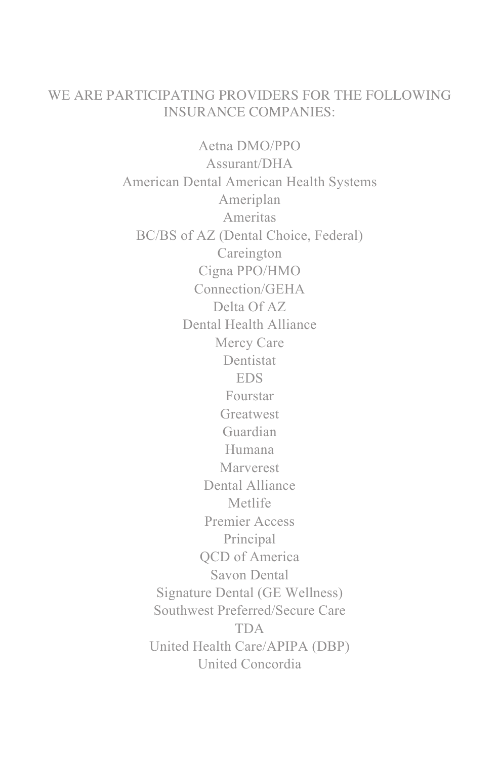WE ARE PARTICIPATING PROVIDERS FOR THE FOLLOWING INSURANCE COMPANIES:

Aetna DMO/PPO
Assurant/DHA
American Dental American Health Systems
Ameriplan
Ameritas
BC/BS of AZ (Dental Choice, Federal)
Careington
Cigna PPO/HMO
Connection/GEHA
Delta Of AZ
Dental Health Alliance
Mercy Care
Dentistat
EDS
Fourstar
Greatwest
Guardian
Humana
Marverest
Dental Alliance
Metlife
Premier Access
Principal
QCD of America
Savon Dental
Signature Dental (GE Wellness)
Southwest Preferred/Secure Care
TDA
United Health Care/APIPA (DBP)
United Concordia